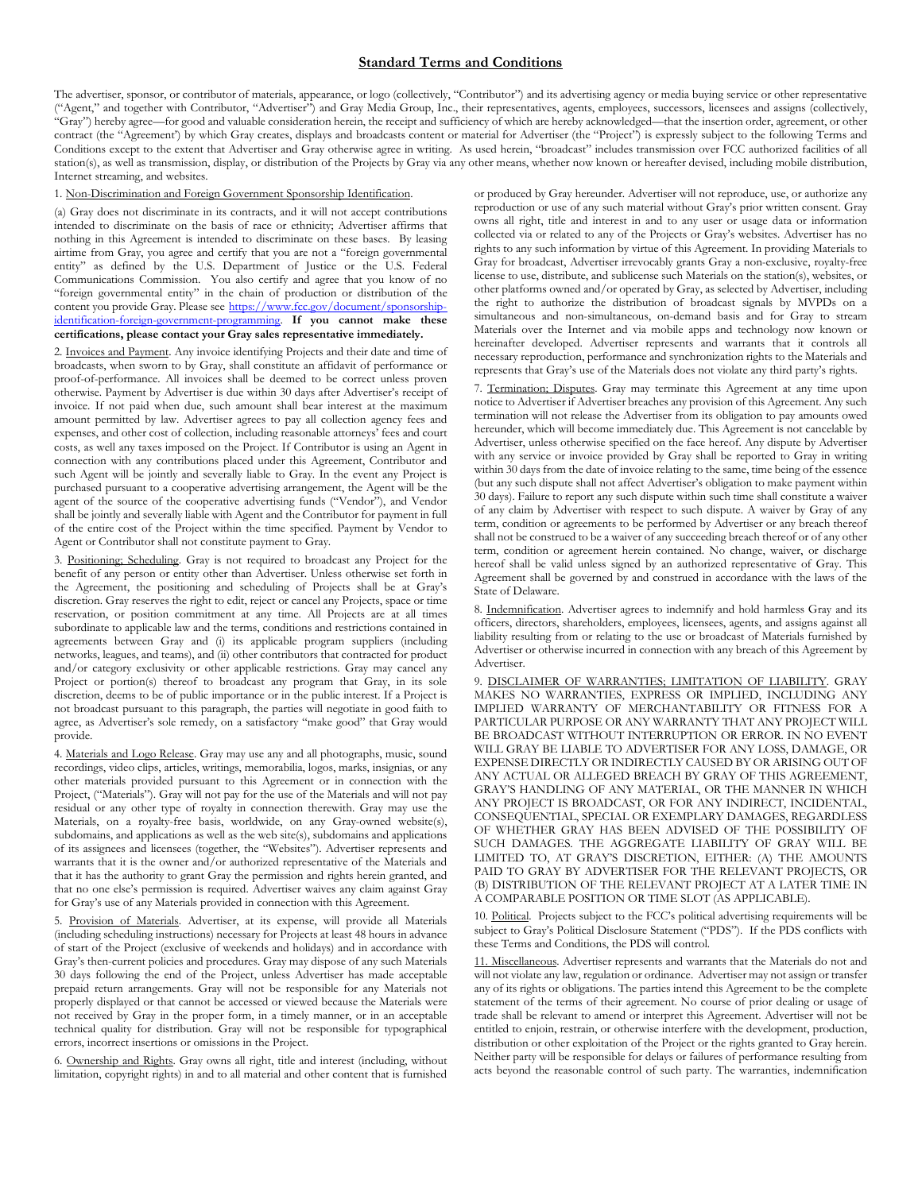# Standard Terms and Conditions

The advertiser, sponsor, or contributor of materials, appearance, or logo (collectively, "Contributor") and its advertising agency or media buying service or other representative ("Agent," and together with Contributor, "Advertiser") and Gray Media Group, Inc., their representatives, agents, employees, successors, licensees and assigns (collectively, "Gray") hereby agree—for good and valuable consideration herein, the receipt and sufficiency of which are hereby acknowledged—that the insertion order, agreement, or other contract (the "Agreement') by which Gray creates, displays and broadcasts content or material for Advertiser (the "Project") is expressly subject to the following Terms and Conditions except to the extent that Advertiser and Gray otherwise agree in writing. As used herein, "broadcast" includes transmission over FCC authorized facilities of all station(s), as well as transmission, display, or distribution of the Projects by Gray via any other means, whether now known or hereafter devised, including mobile distribution, Internet streaming, and websites.

1. Non-Discrimination and Foreign Government Sponsorship Identification.

(a) Gray does not discriminate in its contracts, and it will not accept contributions intended to discriminate on the basis of race or ethnicity; Advertiser affirms that nothing in this Agreement is intended to discriminate on these bases. By leasing airtime from Gray, you agree and certify that you are not a "foreign governmental entity" as defined by the U.S. Department of Justice or the U.S. Federal Communications Commission. You also certify and agree that you know of no "foreign governmental entity" in the chain of production or distribution of the content you provide Gray. Please see [https://www.fcc.gov/document/sponsorship-identification-foreign-government-programming](https://www.fcc.gov/document/sponsorship-identification-foreign-government-programming). **If you cannot make these certifications, please contact your Gray sales representative immediately.**

2. Invoices and Payment. Any invoice identifying Projects and their date and time of broadcasts, when sworn to by Gray, shall constitute an affidavit of performance or proof-of-performance. All invoices shall be deemed to be correct unless proven otherwise. Payment by Advertiser is due within 30 days after Advertiser's receipt of invoice. If not paid when due, such amount shall bear interest at the maximum amount permitted by law. Advertiser agrees to pay all collection agency fees and expenses, and other cost of collection, including reasonable attorneys' fees and court costs, as well any taxes imposed on the Project. If Contributor is using an Agent in connection with any contributions placed under this Agreement, Contributor and such Agent will be jointly and severally liable to Gray. In the event any Project is purchased pursuant to a cooperative advertising arrangement, the Agent will be the agent of the source of the cooperative advertising funds ("Vendor"), and Vendor shall be jointly and severally liable with Agent and the Contributor for payment in full of the entire cost of the Project within the time specified. Payment by Vendor to Agent or Contributor shall not constitute payment to Gray.

3. Positioning; Scheduling. Gray is not required to broadcast any Project for the benefit of any person or entity other than Advertiser. Unless otherwise set forth in the Agreement, the positioning and scheduling of Projects shall be at Gray's discretion. Gray reserves the right to edit, reject or cancel any Projects, space or time reservation, or position commitment at any time. All Projects are at all times subordinate to applicable law and the terms, conditions and restrictions contained in agreements between Gray and (i) its applicable program suppliers (including networks, leagues, and teams), and (ii) other contributors that contracted for product and/or category exclusivity or other applicable restrictions. Gray may cancel any Project or portion(s) thereof to broadcast any program that Gray, in its sole discretion, deems to be of public importance or in the public interest. If a Project is not broadcast pursuant to this paragraph, the parties will negotiate in good faith to agree, as Advertiser's sole remedy, on a satisfactory "make good" that Gray would provide.

4. Materials and Logo Release. Gray may use any and all photographs, music, sound recordings, video clips, articles, writings, memorabilia, logos, marks, insignias, or any other materials provided pursuant to this Agreement or in connection with the Project, ("Materials"). Gray will not pay for the use of the Materials and will not pay residual or any other type of royalty in connection therewith. Gray may use the Materials, on a royalty-free basis, worldwide, on any Gray-owned website(s), subdomains, and applications as well as the web site(s), subdomains and applications of its assignees and licensees (together, the "Websites"). Advertiser represents and warrants that it is the owner and/or authorized representative of the Materials and that it has the authority to grant Gray the permission and rights herein granted, and that no one else's permission is required. Advertiser waives any claim against Gray for Gray's use of any Materials provided in connection with this Agreement.

5. Provision of Materials. Advertiser, at its expense, will provide all Materials (including scheduling instructions) necessary for Projects at least 48 hours in advance of start of the Project (exclusive of weekends and holidays) and in accordance with Gray's then-current policies and procedures. Gray may dispose of any such Materials 30 days following the end of the Project, unless Advertiser has made acceptable prepaid return arrangements. Gray will not be responsible for any Materials not properly displayed or that cannot be accessed or viewed because the Materials were not received by Gray in the proper form, in a timely manner, or in an acceptable technical quality for distribution. Gray will not be responsible for typographical errors, incorrect insertions or omissions in the Project.

6. Ownership and Rights. Gray owns all right, title and interest (including, without limitation, copyright rights) in and to all material and other content that is furnished or produced by Gray hereunder. Advertiser will not reproduce, use, or authorize any reproduction or use of any such material without Gray's prior written consent. Gray owns all right, title and interest in and to any user or usage data or information collected via or related to any of the Projects or Gray's websites. Advertiser has no rights to any such information by virtue of this Agreement. In providing Materials to Gray for broadcast, Advertiser irrevocably grants Gray a non-exclusive, royalty-free license to use, distribute, and sublicense such Materials on the station(s), websites, or other platforms owned and/or operated by Gray, as selected by Advertiser, including the right to authorize the distribution of broadcast signals by MVPDs on a simultaneous and non-simultaneous, on-demand basis and for Gray to stream Materials over the Internet and via mobile apps and technology now known or hereinafter developed. Advertiser represents and warrants that it controls all necessary reproduction, performance and synchronization rights to the Materials and represents that Gray's use of the Materials does not violate any third party's rights.

7. Termination; Disputes. Gray may terminate this Agreement at any time upon notice to Advertiser if Advertiser breaches any provision of this Agreement. Any such termination will not release the Advertiser from its obligation to pay amounts owed hereunder, which will become immediately due. This Agreement is not cancelable by Advertiser, unless otherwise specified on the face hereof. Any dispute by Advertiser with any service or invoice provided by Gray shall be reported to Gray in writing within 30 days from the date of invoice relating to the same, time being of the essence (but any such dispute shall not affect Advertiser's obligation to make payment within 30 days). Failure to report any such dispute within such time shall constitute a waiver of any claim by Advertiser with respect to such dispute. A waiver by Gray of any term, condition or agreements to be performed by Advertiser or any breach thereof shall not be construed to be a waiver of any succeeding breach thereof or of any other term, condition or agreement herein contained. No change, waiver, or discharge hereof shall be valid unless signed by an authorized representative of Gray. This Agreement shall be governed by and construed in accordance with the laws of the State of Delaware.

8. Indemnification. Advertiser agrees to indemnify and hold harmless Gray and its officers, directors, shareholders, employees, licensees, agents, and assigns against all liability resulting from or relating to the use or broadcast of Materials furnished by Advertiser or otherwise incurred in connection with any breach of this Agreement by Advertiser.

9. DISCLAIMER OF WARRANTIES; LIMITATION OF LIABILITY. GRAY MAKES NO WARRANTIES, EXPRESS OR IMPLIED, INCLUDING ANY IMPLIED WARRANTY OF MERCHANTABILITY OR FITNESS FOR A PARTICULAR PURPOSE OR ANY WARRANTY THAT ANY PROJECT WILL BE BROADCAST WITHOUT INTERRUPTION OR ERROR. IN NO EVENT WILL GRAY BE LIABLE TO ADVERTISER FOR ANY LOSS, DAMAGE, OR EXPENSE DIRECTLY OR INDIRECTLY CAUSED BY OR ARISING OUT OF ANY ACTUAL OR ALLEGED BREACH BY GRAY OF THIS AGREEMENT, GRAY'S HANDLING OF ANY MATERIAL, OR THE MANNER IN WHICH ANY PROJECT IS BROADCAST, OR FOR ANY INDIRECT, INCIDENTAL, CONSEQUENTIAL, SPECIAL OR EXEMPLARY DAMAGES, REGARDLESS OF WHETHER GRAY HAS BEEN ADVISED OF THE POSSIBILITY OF SUCH DAMAGES. THE AGGREGATE LIABILITY OF GRAY WILL BE LIMITED TO, AT GRAY'S DISCRETION, EITHER: (A) THE AMOUNTS PAID TO GRAY BY ADVERTISER FOR THE RELEVANT PROJECTS, OR (B) DISTRIBUTION OF THE RELEVANT PROJECT AT A LATER TIME IN A COMPARABLE POSITION OR TIME SLOT (AS APPLICABLE).

10. Political. Projects subject to the FCC's political advertising requirements will be subject to Gray's Political Disclosure Statement ("PDS"). If the PDS conflicts with these Terms and Conditions, the PDS will control.

11. Miscellaneous. Advertiser represents and warrants that the Materials do not and will not violate any law, regulation or ordinance. Advertiser may not assign or transfer any of its rights or obligations. The parties intend this Agreement to be the complete statement of the terms of their agreement. No course of prior dealing or usage of trade shall be relevant to amend or interpret this Agreement. Advertiser will not be entitled to enjoin, restrain, or otherwise interfere with the development, production, distribution or other exploitation of the Project or the rights granted to Gray herein. Neither party will be responsible for delays or failures of performance resulting from acts beyond the reasonable control of such party. The warranties, indemnification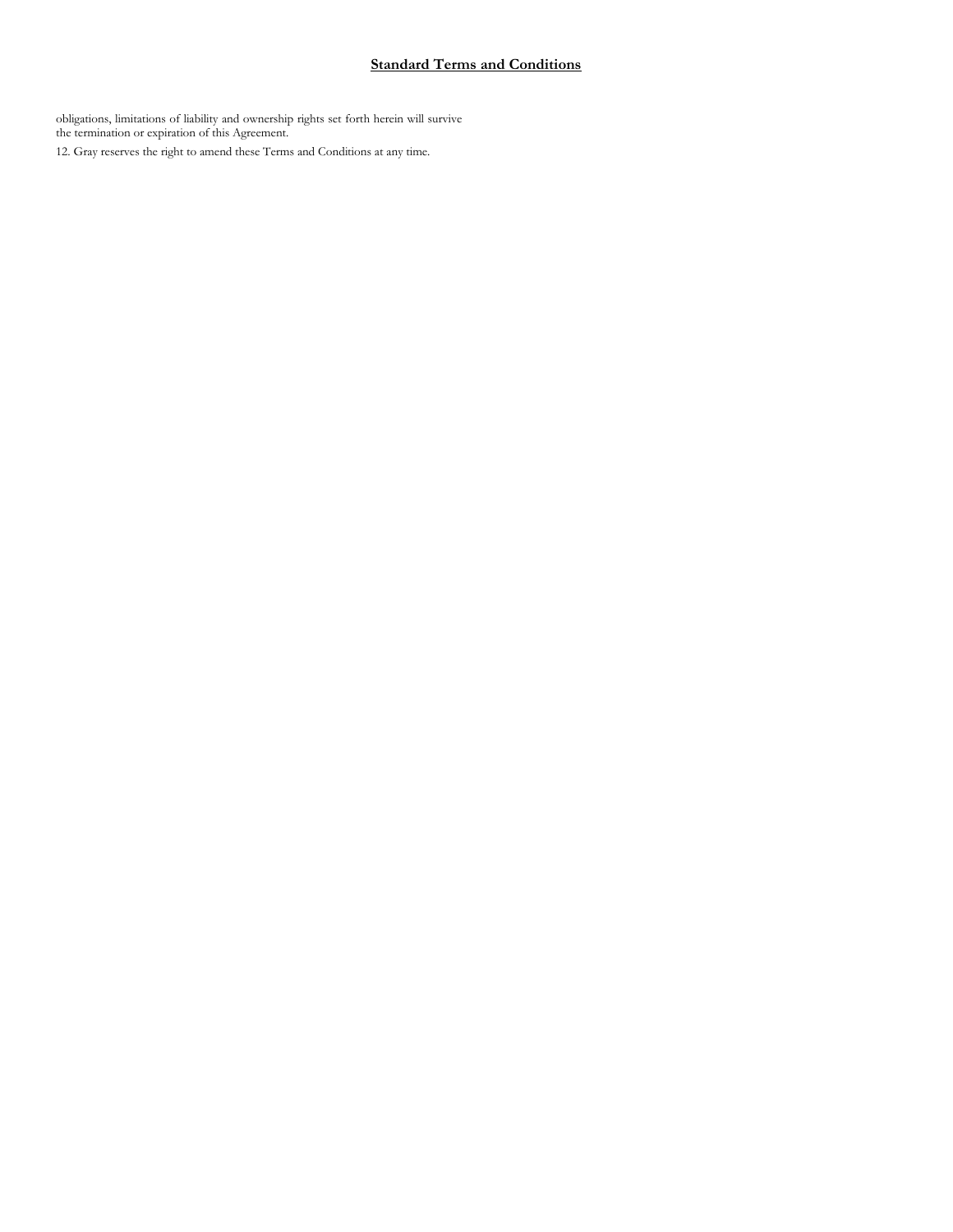## **Standard Terms and Conditions**

obligations, limitations of liability and ownership rights set forth herein will survive the termination or expiration of this Agreement.

12. Gray reserves the right to amend these Terms and Conditions at any time.